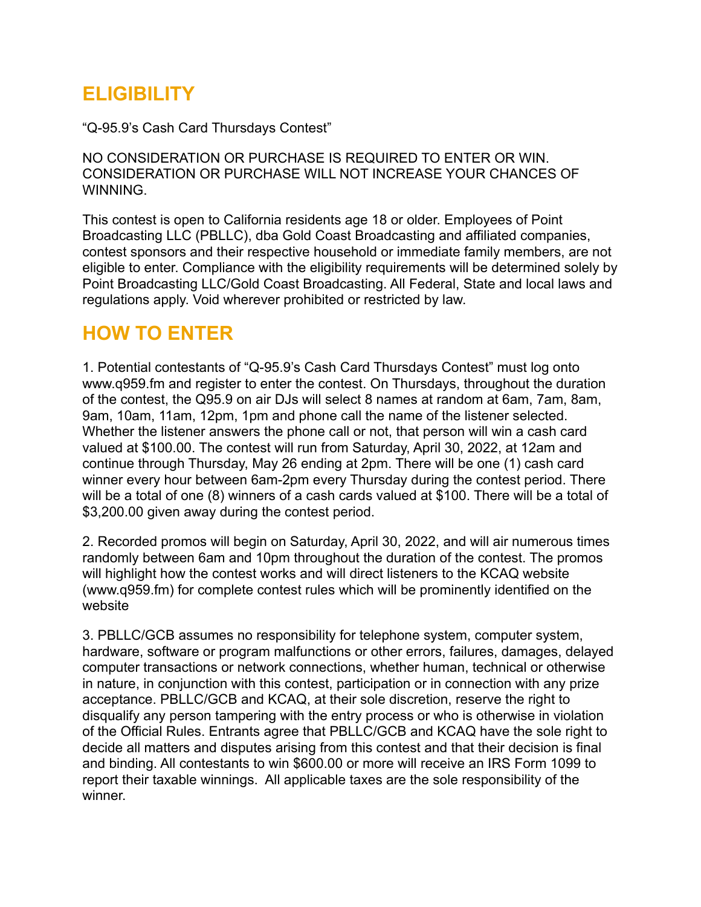## ELIGIBILITY

"Q-95.9's Cash Card Thursdays Contest"

NO CONSIDERATION OR PURCHASE IS REQUIRED TO ENTER OR WIN. CONSIDERATION OR PURCHASE WILL NOT INCREASE YOUR CHANCES OF WINNING.

This contest is open to California residents age 18 or older. Employees of Point Broadcasting LLC (PBLLC), dba Gold Coast Broadcasting and affiliated companies, contest sponsors and their respective household or immediate family members, are not eligible to enter. Compliance with the eligibility requirements will be determined solely by Point Broadcasting LLC/Gold Coast Broadcasting. All Federal, State and local laws and regulations apply. Void wherever prohibited or restricted by law.

## HOW TO ENTER

1. Potential contestants of "Q-95.9's Cash Card Thursdays Contest" must log onto www.q959.fm and register to enter the contest. On Thursdays, throughout the duration of the contest, the Q95.9 on air DJs will select 8 names at random at 6am, 7am, 8am, 9am, 10am, 11am, 12pm, 1pm and phone call the name of the listener selected. Whether the listener answers the phone call or not, that person will win a cash card valued at $100.00. The contest will run from Saturday, April 30, 2022, at 12am and continue through Thursday, May 26 ending at 2pm. There will be one (1) cash card winner every hour between 6am-2pm every Thursday during the contest period. There will be a total of one (8) winners of a cash cards valued at $100. There will be a total of $3,200.00 given away during the contest period.

2. Recorded promos will begin on Saturday, April 30, 2022, and will air numerous times randomly between 6am and 10pm throughout the duration of the contest. The promos will highlight how the contest works and will direct listeners to the KCAQ website (www.q959.fm) for complete contest rules which will be prominently identified on the website

3. PBLLC/GCB assumes no responsibility for telephone system, computer system, hardware, software or program malfunctions or other errors, failures, damages, delayed computer transactions or network connections, whether human, technical or otherwise in nature, in conjunction with this contest, participation or in connection with any prize acceptance. PBLLC/GCB and KCAQ, at their sole discretion, reserve the right to disqualify any person tampering with the entry process or who is otherwise in violation of the Official Rules. Entrants agree that PBLLC/GCB and KCAQ have the sole right to decide all matters and disputes arising from this contest and that their decision is final and binding. All contestants to win $600.00 or more will receive an IRS Form 1099 to report their taxable winnings. All applicable taxes are the sole responsibility of the winner.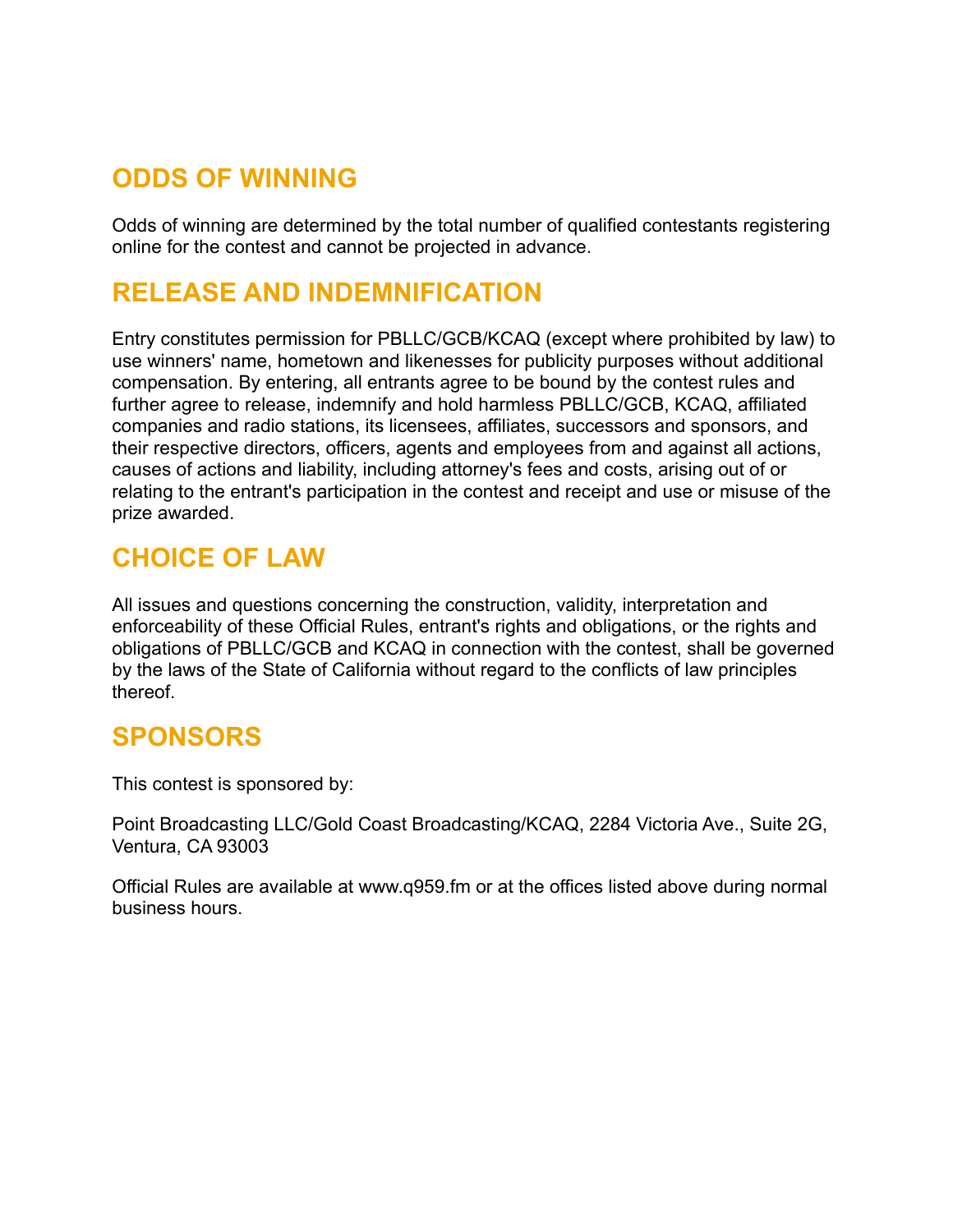## ODDS OF WINNING

Odds of winning are determined by the total number of qualified contestants registering online for the contest and cannot be projected in advance.

## RELEASE AND INDEMNIFICATION

Entry constitutes permission for PBLLC/GCB/KCAQ (except where prohibited by law) to use winners' name, hometown and likenesses for publicity purposes without additional compensation. By entering, all entrants agree to be bound by the contest rules and further agree to release, indemnify and hold harmless PBLLC/GCB, KCAQ, affiliated companies and radio stations, its licensees, affiliates, successors and sponsors, and their respective directors, officers, agents and employees from and against all actions, causes of actions and liability, including attorney's fees and costs, arising out of or relating to the entrant's participation in the contest and receipt and use or misuse of the prize awarded.

## CHOICE OF LAW

All issues and questions concerning the construction, validity, interpretation and enforceability of these Official Rules, entrant's rights and obligations, or the rights and obligations of PBLLC/GCB and KCAQ in connection with the contest, shall be governed by the laws of the State of California without regard to the conflicts of law principles thereof.

## SPONSORS

This contest is sponsored by:

Point Broadcasting LLC/Gold Coast Broadcasting/KCAQ, 2284 Victoria Ave., Suite 2G, Ventura, CA 93003

Official Rules are available at www.q959.fm or at the offices listed above during normal business hours.